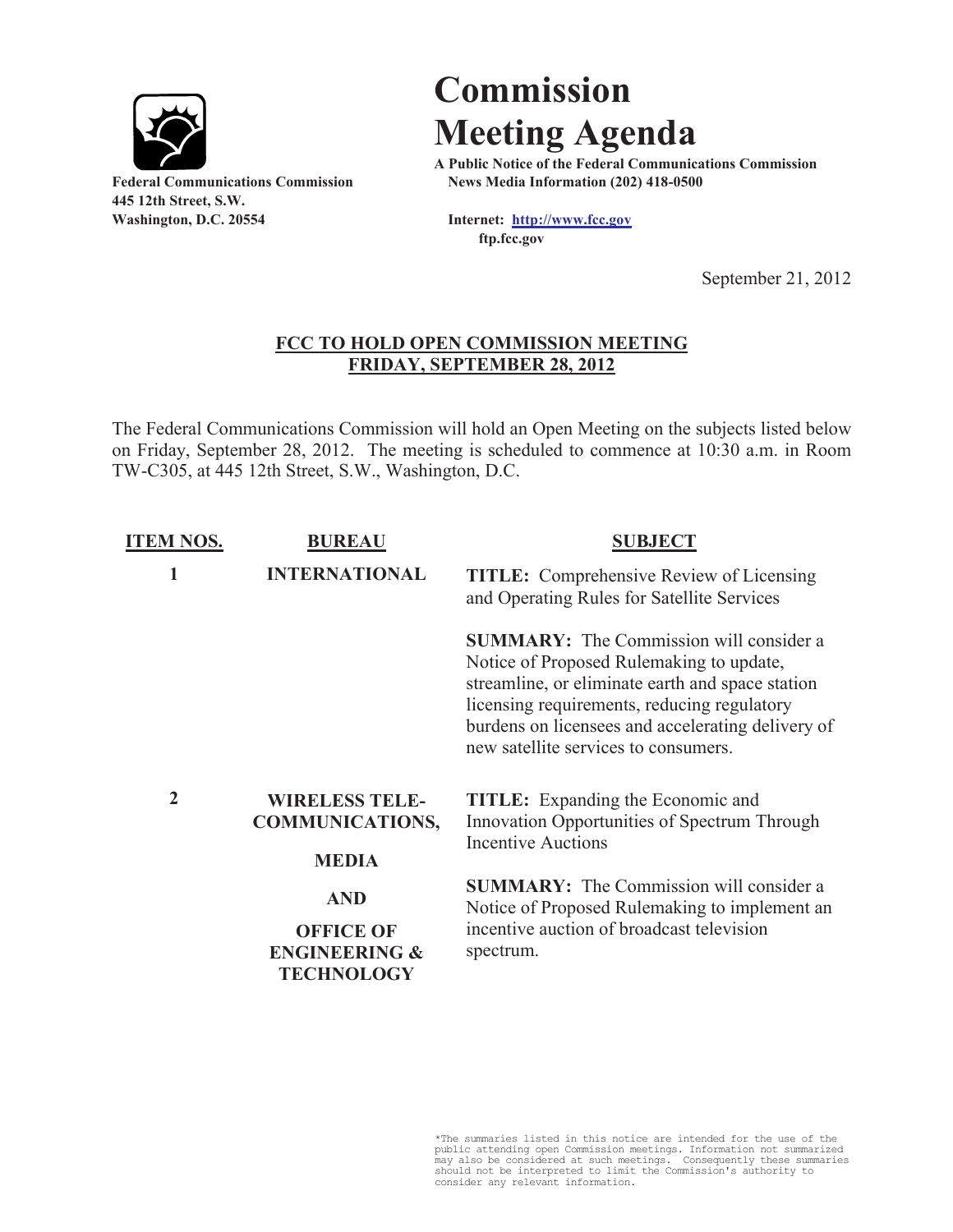**Federal Communications Commission**
**445 12th Street, S.W.**
**Washington, D.C. 20554**

# Commission Meeting Agenda

**A Public Notice of the Federal Communications Commission**
**News Media Information (202) 418-0500**

**Internet: [http://www.fcc.gov](http://www.fcc.gov)**
**ftp.fcc.gov**

September 21, 2012

## FCC TO HOLD OPEN COMMISSION MEETING FRIDAY, SEPTEMBER 28, 2012

The Federal Communications Commission will hold an Open Meeting on the subjects listed below on Friday, September 28, 2012. The meeting is scheduled to commence at 10:30 a.m. in Room TW-C305, at 445 12th Street, S.W., Washington, D.C.

| ITEM NOS. | BUREAU | SUBJECT |
|---|---|---|
| 1 | INTERNATIONAL | **TITLE:** Comprehensive Review of Licensing and Operating Rules for Satellite Services<br><br>**SUMMARY:** The Commission will consider a Notice of Proposed Rulemaking to update, streamline, or eliminate earth and space station licensing requirements, reducing regulatory burdens on licensees and accelerating delivery of new satellite services to consumers. |
| 2 | WIRELESS TELE-COMMUNICATIONS, MEDIA AND OFFICE OF ENGINEERING & TECHNOLOGY | **TITLE:** Expanding the Economic and Innovation Opportunities of Spectrum Through Incentive Auctions<br><br>**SUMMARY:** The Commission will consider a Notice of Proposed Rulemaking to implement an incentive auction of broadcast television spectrum. |

*The summaries listed in this notice are intended for the use of the public attending open Commission meetings. Information not summarized may also be considered at such meetings. Consequently these summaries should not be interpreted to limit the Commission's authority to consider any relevant information.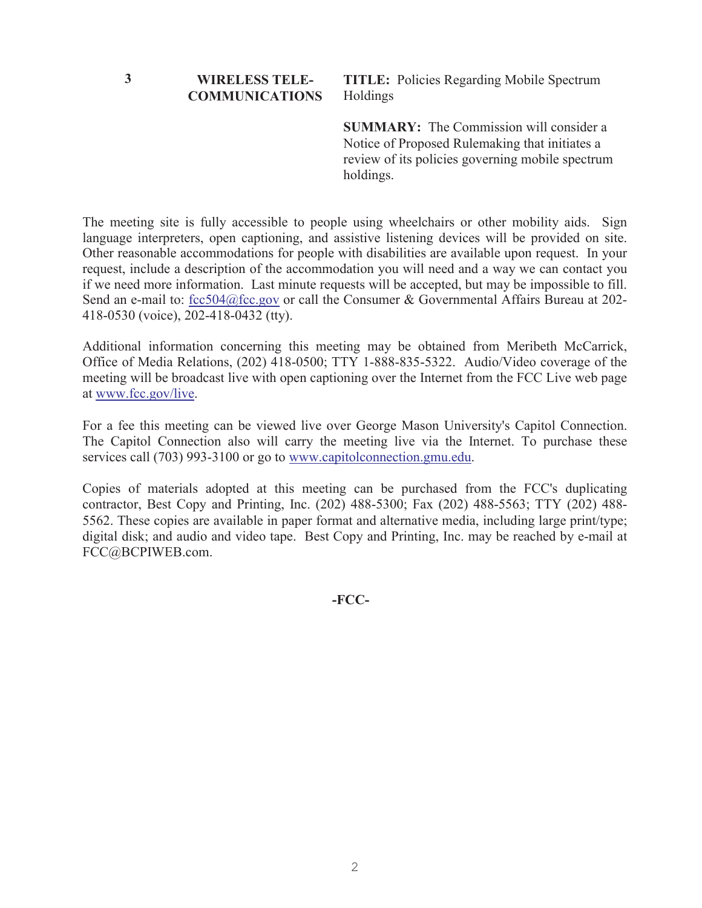| | | |
|---|---|---|
| **3** | **WIRELESS TELE-COMMUNICATIONS** | **TITLE:** Policies Regarding Mobile Spectrum Holdings<br><br>**SUMMARY:** The Commission will consider a Notice of Proposed Rulemaking that initiates a review of its policies governing mobile spectrum holdings. |

The meeting site is fully accessible to people using wheelchairs or other mobility aids. Sign language interpreters, open captioning, and assistive listening devices will be provided on site. Other reasonable accommodations for people with disabilities are available upon request. In your request, include a description of the accommodation you will need and a way we can contact you if we need more information. Last minute requests will be accepted, but may be impossible to fill. Send an e-mail to: fcc504@fcc.gov or call the Consumer & Governmental Affairs Bureau at 202-418-0530 (voice), 202-418-0432 (tty).

Additional information concerning this meeting may be obtained from Meribeth McCarrick, Office of Media Relations, (202) 418-0500; TTY 1-888-835-5322. Audio/Video coverage of the meeting will be broadcast live with open captioning over the Internet from the FCC Live web page at www.fcc.gov/live.

For a fee this meeting can be viewed live over George Mason University's Capitol Connection. The Capitol Connection also will carry the meeting live via the Internet. To purchase these services call (703) 993-3100 or go to www.capitolconnection.gmu.edu.

Copies of materials adopted at this meeting can be purchased from the FCC's duplicating contractor, Best Copy and Printing, Inc. (202) 488-5300; Fax (202) 488-5563; TTY (202) 488-5562. These copies are available in paper format and alternative media, including large print/type; digital disk; and audio and video tape. Best Copy and Printing, Inc. may be reached by e-mail at FCC@BCPIWEB.com.

**-FCC-**